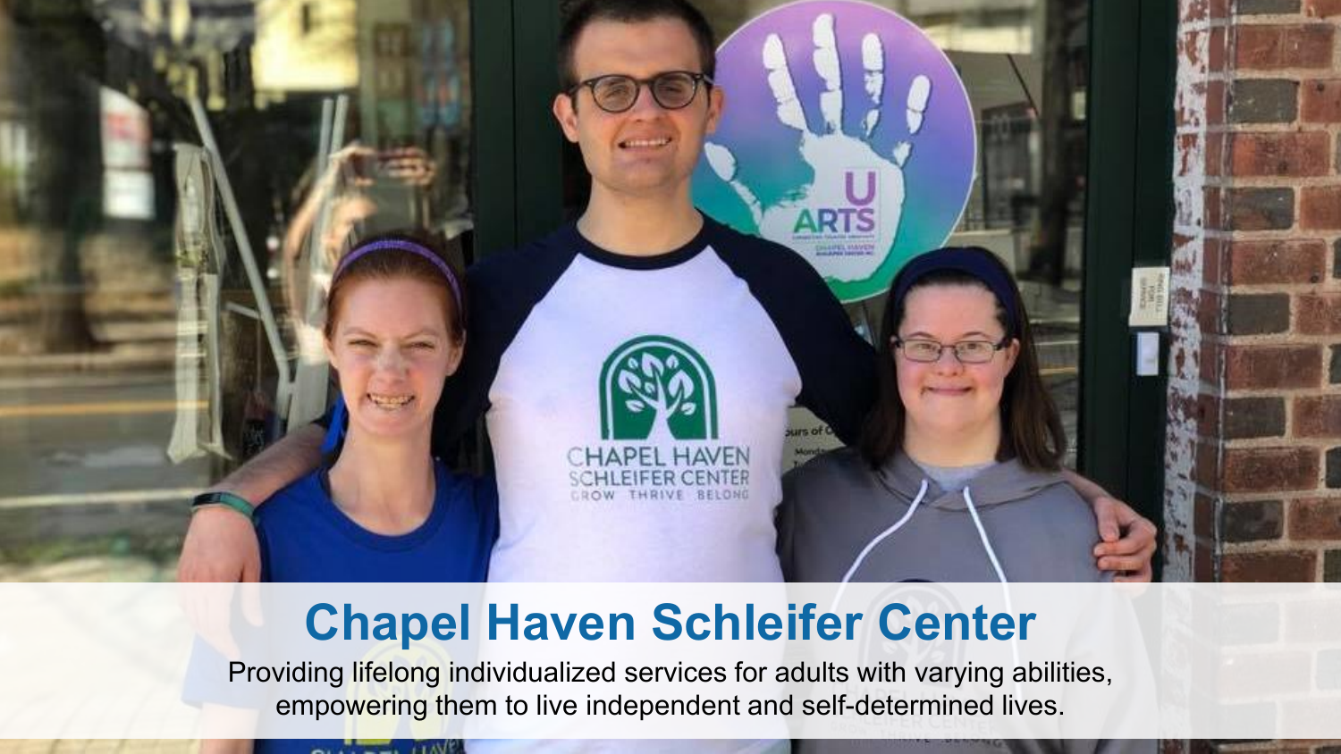# Chapel Haven Schleifer Center

Providing lifelong individualized services for adults with varying abilities, empowering them to live independent and self-determined lives.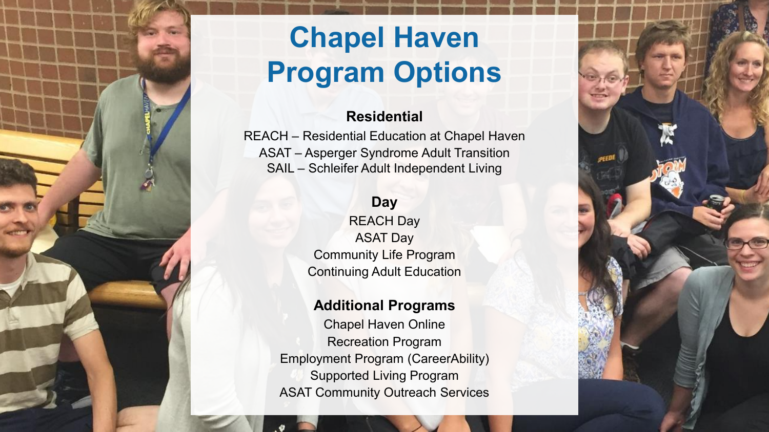# Chapel Haven Program Options

### Residential

REACH – Residential Education at Chapel Haven
ASAT – Asperger Syndrome Adult Transition
SAIL – Schleifer Adult Independent Living

### Day

REACH Day
ASAT Day
Community Life Program
Continuing Adult Education

### Additional Programs

Chapel Haven Online
Recreation Program
Employment Program (CareerAbility)
Supported Living Program
ASAT Community Outreach Services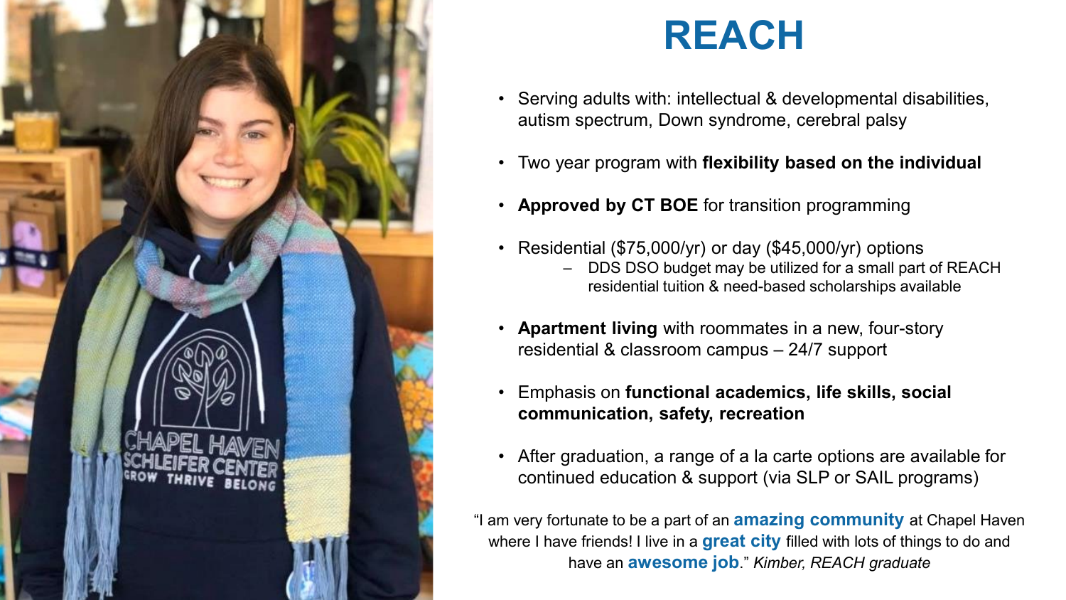# REACH

- Serving adults with: intellectual & developmental disabilities, autism spectrum, Down syndrome, cerebral palsy
- Two year program with **flexibility based on the individual**
- **Approved by CT BOE** for transition programming
- Residential ($75,000/yr) or day ($45,000/yr) options
  - DDS DSO budget may be utilized for a small part of REACH residential tuition & need-based scholarships available
- **Apartment living** with roommates in a new, four-story residential & classroom campus – 24/7 support
- Emphasis on **functional academics, life skills, social communication, safety, recreation**
- After graduation, a range of a la carte options are available for continued education & support (via SLP or SAIL programs)

"I am very fortunate to be a part of an **amazing community** at Chapel Haven where I have friends! I live in a **great city** filled with lots of things to do and have an **awesome job**." *Kimber, REACH graduate*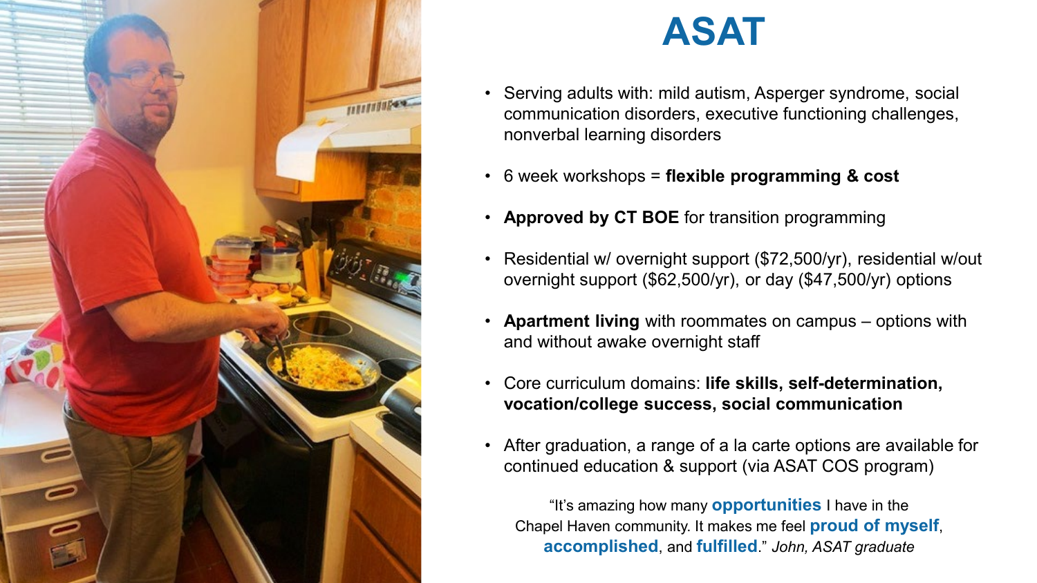# ASAT

- Serving adults with: mild autism, Asperger syndrome, social communication disorders, executive functioning challenges, nonverbal learning disorders
- 6 week workshops = **flexible programming & cost**
- **Approved by CT BOE** for transition programming
- Residential w/ overnight support ($72,500/yr), residential w/out overnight support ($62,500/yr), or day ($47,500/yr) options
- **Apartment living** with roommates on campus – options with and without awake overnight staff
- Core curriculum domains: **life skills, self-determination, vocation/college success, social communication**
- After graduation, a range of a la carte options are available for continued education & support (via ASAT COS program)

"It's amazing how many **opportunities** I have in the Chapel Haven community. It makes me feel **proud of myself**, **accomplished**, and **fulfilled**." *John, ASAT graduate*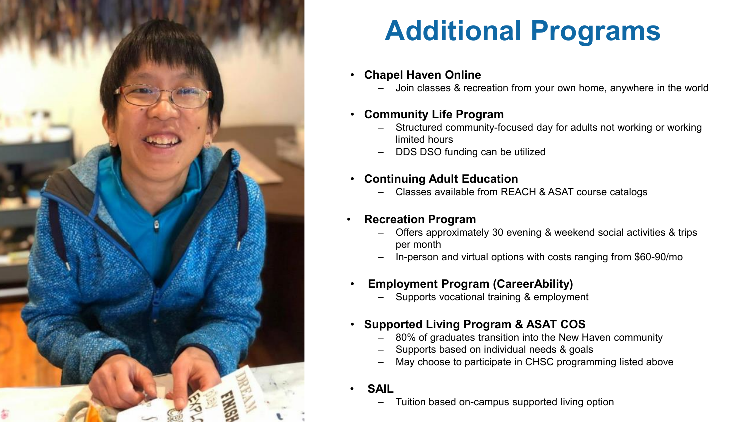# Additional Programs

- **Chapel Haven Online**
  - Join classes & recreation from your own home, anywhere in the world
- **Community Life Program**
  - Structured community-focused day for adults not working or working limited hours
  - DDS DSO funding can be utilized
- **Continuing Adult Education**
  - Classes available from REACH & ASAT course catalogs
- **Recreation Program**
  - Offers approximately 30 evening & weekend social activities & trips per month
  - In-person and virtual options with costs ranging from $60-90/mo
- **Employment Program (CareerAbility)**
  - Supports vocational training & employment
- **Supported Living Program & ASAT COS**
  - 80% of graduates transition into the New Haven community
  - Supports based on individual needs & goals
  - May choose to participate in CHSC programming listed above
- **SAIL**
  - Tuition based on-campus supported living option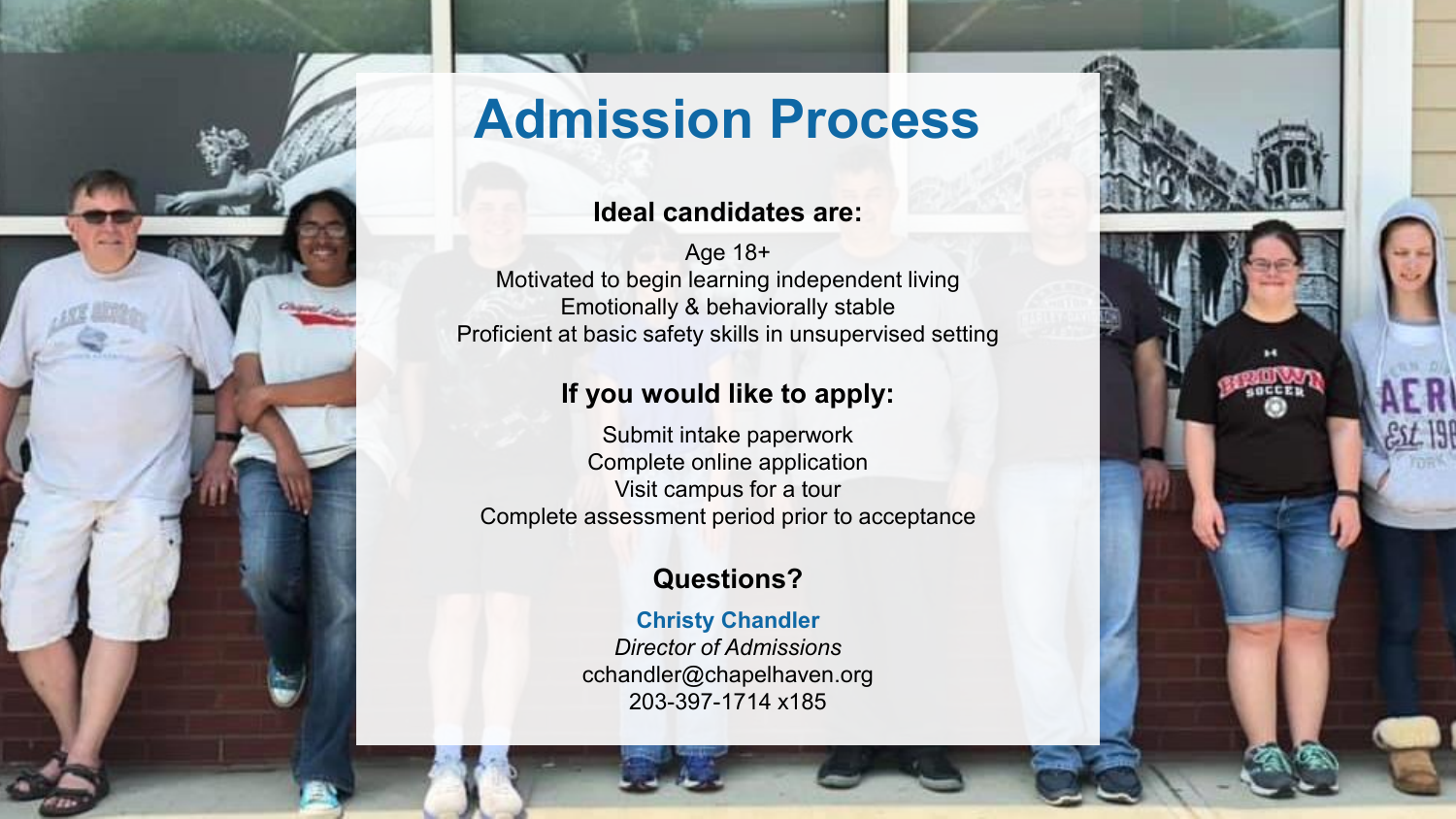# Admission Process

### Ideal candidates are:

Age 18+
Motivated to begin learning independent living
Emotionally & behaviorally stable
Proficient at basic safety skills in unsupervised setting

### If you would like to apply:

Submit intake paperwork
Complete online application
Visit campus for a tour
Complete assessment period prior to acceptance

### Questions?

**Christy Chandler**
*Director of Admissions*
cchandler@chapelhaven.org
203-397-1714 x185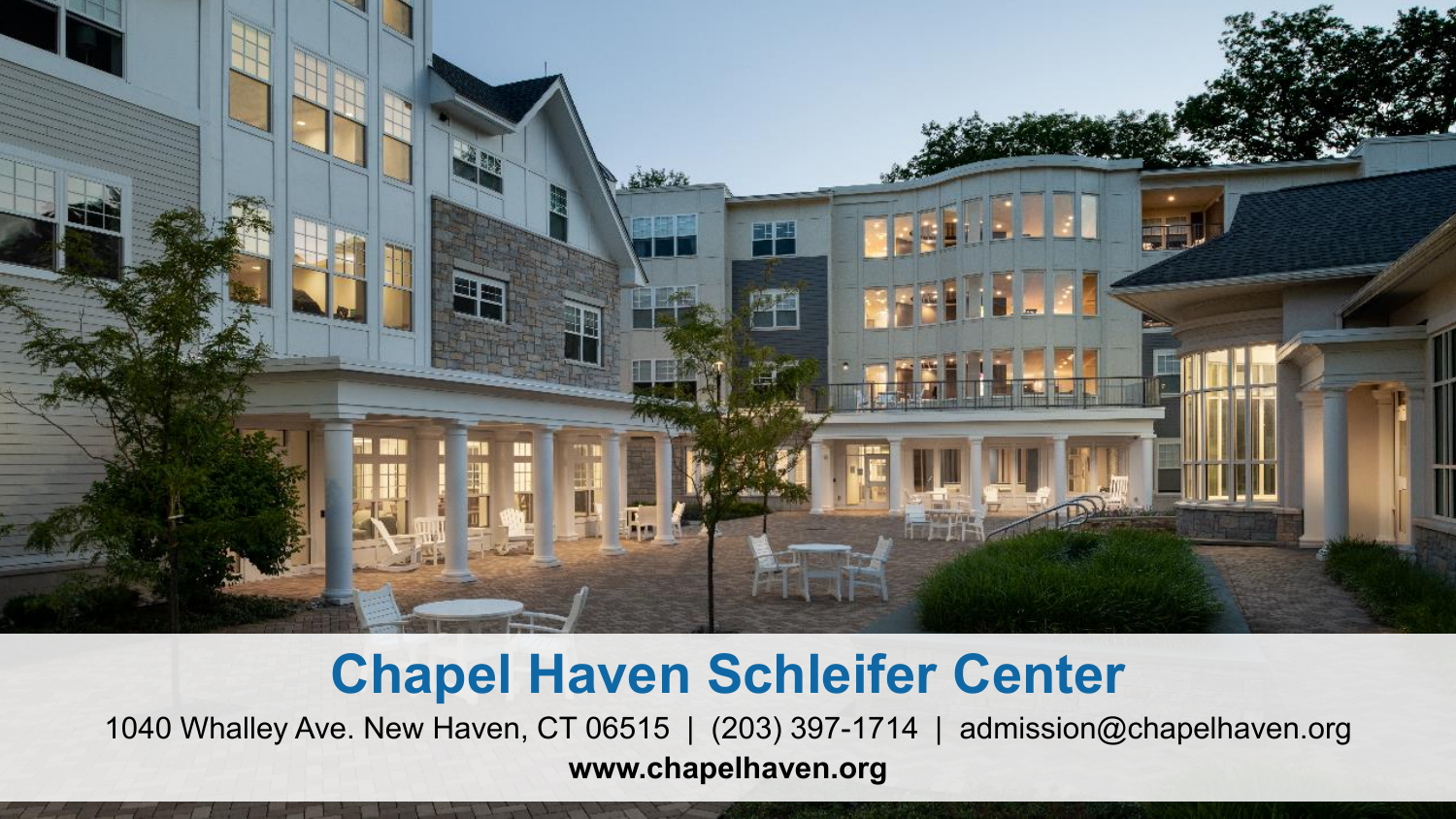# Chapel Haven Schleifer Center

1040 Whalley Ave. New Haven, CT 06515 | (203) 397-1714 | admission@chapelhaven.org

**www.chapelhaven.org**